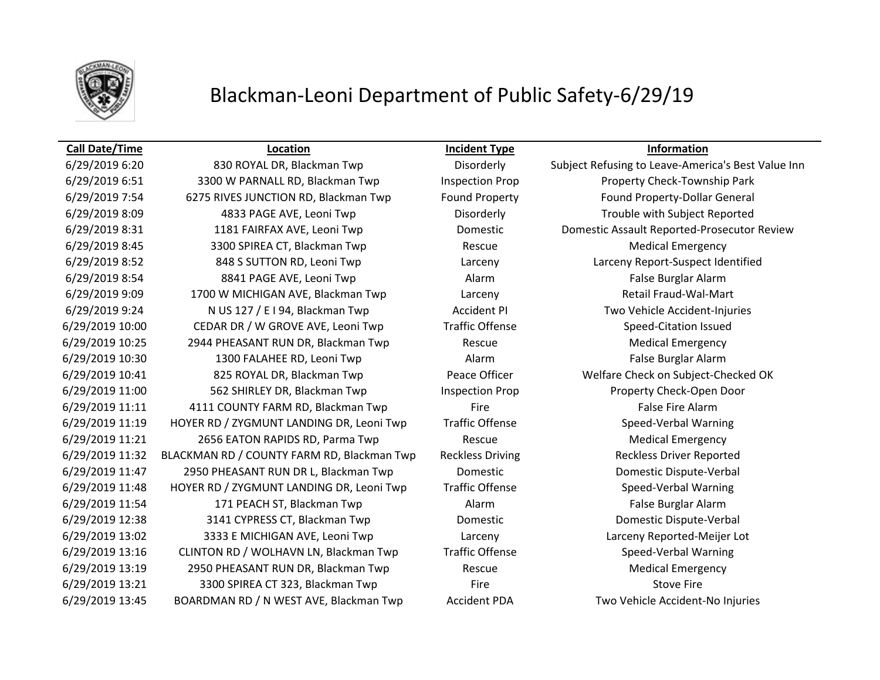# Blackman-Leoni Department of Public Safety-6/29/19

| Call Date/Time | Location | Incident Type | Information |
|---|---|---|---|
| 6/29/2019 6:20 | 830 ROYAL DR, Blackman Twp | Disorderly | Subject Refusing to Leave-America's Best Value Inn |
| 6/29/2019 6:51 | 3300 W PARNALL RD, Blackman Twp | Inspection Prop | Property Check-Township Park |
| 6/29/2019 7:54 | 6275 RIVES JUNCTION RD, Blackman Twp | Found Property | Found Property-Dollar General |
| 6/29/2019 8:09 | 4833 PAGE AVE, Leoni Twp | Disorderly | Trouble with Subject Reported |
| 6/29/2019 8:31 | 1181 FAIRFAX AVE, Leoni Twp | Domestic | Domestic Assault Reported-Prosecutor Review |
| 6/29/2019 8:45 | 3300 SPIREA CT, Blackman Twp | Rescue | Medical Emergency |
| 6/29/2019 8:52 | 848 S SUTTON RD, Leoni Twp | Larceny | Larceny Report-Suspect Identified |
| 6/29/2019 8:54 | 8841 PAGE AVE, Leoni Twp | Alarm | False Burglar Alarm |
| 6/29/2019 9:09 | 1700 W MICHIGAN AVE, Blackman Twp | Larceny | Retail Fraud-Wal-Mart |
| 6/29/2019 9:24 | N US 127 / E I 94, Blackman Twp | Accident PI | Two Vehicle Accident-Injuries |
| 6/29/2019 10:00 | CEDAR DR / W GROVE AVE, Leoni Twp | Traffic Offense | Speed-Citation Issued |
| 6/29/2019 10:25 | 2944 PHEASANT RUN DR, Blackman Twp | Rescue | Medical Emergency |
| 6/29/2019 10:30 | 1300 FALAHEE RD, Leoni Twp | Alarm | False Burglar Alarm |
| 6/29/2019 10:41 | 825 ROYAL DR, Blackman Twp | Peace Officer | Welfare Check on Subject-Checked OK |
| 6/29/2019 11:00 | 562 SHIRLEY DR, Blackman Twp | Inspection Prop | Property Check-Open Door |
| 6/29/2019 11:11 | 4111 COUNTY FARM RD, Blackman Twp | Fire | False Fire Alarm |
| 6/29/2019 11:19 | HOYER RD / ZYGMUNT LANDING DR, Leoni Twp | Traffic Offense | Speed-Verbal Warning |
| 6/29/2019 11:21 | 2656 EATON RAPIDS RD, Parma Twp | Rescue | Medical Emergency |
| 6/29/2019 11:32 | BLACKMAN RD / COUNTY FARM RD, Blackman Twp | Reckless Driving | Reckless Driver Reported |
| 6/29/2019 11:47 | 2950 PHEASANT RUN DR L, Blackman Twp | Domestic | Domestic Dispute-Verbal |
| 6/29/2019 11:48 | HOYER RD / ZYGMUNT LANDING DR, Leoni Twp | Traffic Offense | Speed-Verbal Warning |
| 6/29/2019 11:54 | 171 PEACH ST, Blackman Twp | Alarm | False Burglar Alarm |
| 6/29/2019 12:38 | 3141 CYPRESS CT, Blackman Twp | Domestic | Domestic Dispute-Verbal |
| 6/29/2019 13:02 | 3333 E MICHIGAN AVE, Leoni Twp | Larceny | Larceny Reported-Meijer Lot |
| 6/29/2019 13:16 | CLINTON RD / WOLHAVN LN, Blackman Twp | Traffic Offense | Speed-Verbal Warning |
| 6/29/2019 13:19 | 2950 PHEASANT RUN DR, Blackman Twp | Rescue | Medical Emergency |
| 6/29/2019 13:21 | 3300 SPIREA CT 323, Blackman Twp | Fire | Stove Fire |
| 6/29/2019 13:45 | BOARDMAN RD / N WEST AVE, Blackman Twp | Accident PDA | Two Vehicle Accident-No Injuries |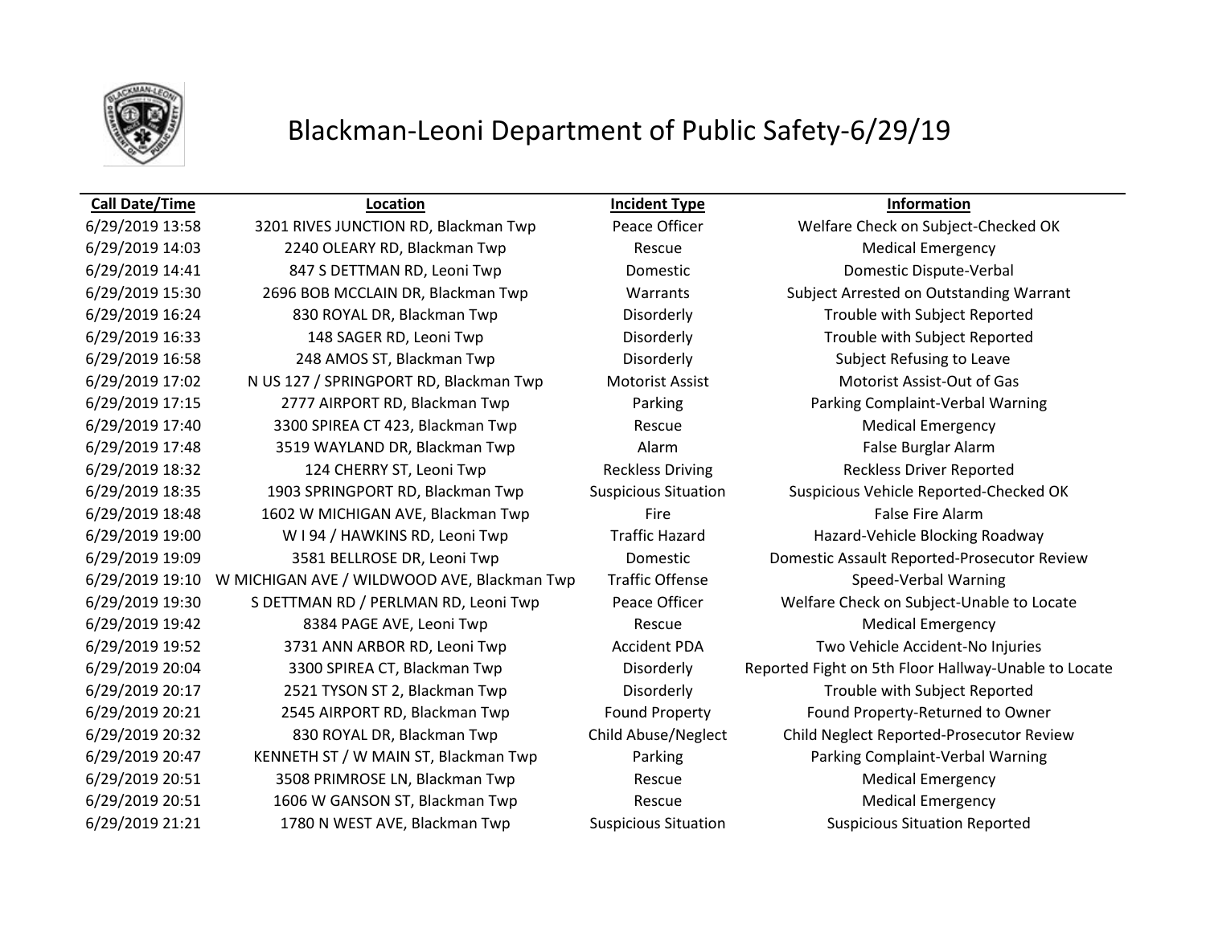# Blackman-Leoni Department of Public Safety-6/29/19

| Call Date/Time | Location | Incident Type | Information |
|---|---|---|---|
| 6/29/2019 13:58 | 3201 RIVES JUNCTION RD, Blackman Twp | Peace Officer | Welfare Check on Subject-Checked OK |
| 6/29/2019 14:03 | 2240 OLEARY RD, Blackman Twp | Rescue | Medical Emergency |
| 6/29/2019 14:41 | 847 S DETTMAN RD, Leoni Twp | Domestic | Domestic Dispute-Verbal |
| 6/29/2019 15:30 | 2696 BOB MCCLAIN DR, Blackman Twp | Warrants | Subject Arrested on Outstanding Warrant |
| 6/29/2019 16:24 | 830 ROYAL DR, Blackman Twp | Disorderly | Trouble with Subject Reported |
| 6/29/2019 16:33 | 148 SAGER RD, Leoni Twp | Disorderly | Trouble with Subject Reported |
| 6/29/2019 16:58 | 248 AMOS ST, Blackman Twp | Disorderly | Subject Refusing to Leave |
| 6/29/2019 17:02 | N US 127 / SPRINGPORT RD, Blackman Twp | Motorist Assist | Motorist Assist-Out of Gas |
| 6/29/2019 17:15 | 2777 AIRPORT RD, Blackman Twp | Parking | Parking Complaint-Verbal Warning |
| 6/29/2019 17:40 | 3300 SPIREA CT 423, Blackman Twp | Rescue | Medical Emergency |
| 6/29/2019 17:48 | 3519 WAYLAND DR, Blackman Twp | Alarm | False Burglar Alarm |
| 6/29/2019 18:32 | 124 CHERRY ST, Leoni Twp | Reckless Driving | Reckless Driver Reported |
| 6/29/2019 18:35 | 1903 SPRINGPORT RD, Blackman Twp | Suspicious Situation | Suspicious Vehicle Reported-Checked OK |
| 6/29/2019 18:48 | 1602 W MICHIGAN AVE, Blackman Twp | Fire | False Fire Alarm |
| 6/29/2019 19:00 | W I 94 / HAWKINS RD, Leoni Twp | Traffic Hazard | Hazard-Vehicle Blocking Roadway |
| 6/29/2019 19:09 | 3581 BELLROSE DR, Leoni Twp | Domestic | Domestic Assault Reported-Prosecutor Review |
| 6/29/2019 19:10 | W MICHIGAN AVE / WILDWOOD AVE, Blackman Twp | Traffic Offense | Speed-Verbal Warning |
| 6/29/2019 19:30 | S DETTMAN RD / PERLMAN RD, Leoni Twp | Peace Officer | Welfare Check on Subject-Unable to Locate |
| 6/29/2019 19:42 | 8384 PAGE AVE, Leoni Twp | Rescue | Medical Emergency |
| 6/29/2019 19:52 | 3731 ANN ARBOR RD, Leoni Twp | Accident PDA | Two Vehicle Accident-No Injuries |
| 6/29/2019 20:04 | 3300 SPIREA CT, Blackman Twp | Disorderly | Reported Fight on 5th Floor Hallway-Unable to Locate |
| 6/29/2019 20:17 | 2521 TYSON ST 2, Blackman Twp | Disorderly | Trouble with Subject Reported |
| 6/29/2019 20:21 | 2545 AIRPORT RD, Blackman Twp | Found Property | Found Property-Returned to Owner |
| 6/29/2019 20:32 | 830 ROYAL DR, Blackman Twp | Child Abuse/Neglect | Child Neglect Reported-Prosecutor Review |
| 6/29/2019 20:47 | KENNETH ST / W MAIN ST, Blackman Twp | Parking | Parking Complaint-Verbal Warning |
| 6/29/2019 20:51 | 3508 PRIMROSE LN, Blackman Twp | Rescue | Medical Emergency |
| 6/29/2019 20:51 | 1606 W GANSON ST, Blackman Twp | Rescue | Medical Emergency |
| 6/29/2019 21:21 | 1780 N WEST AVE, Blackman Twp | Suspicious Situation | Suspicious Situation Reported |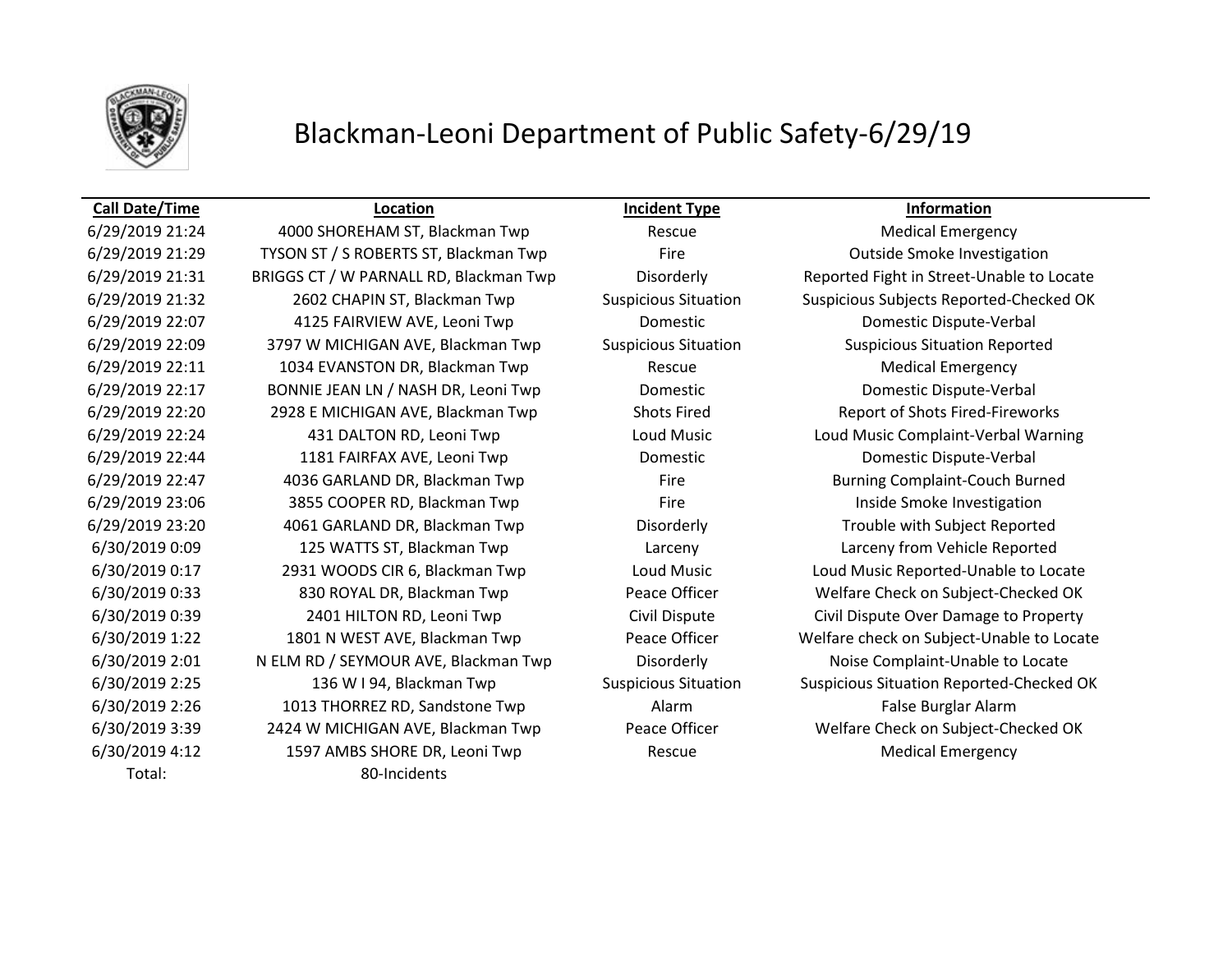# Blackman-Leoni Department of Public Safety-6/29/19

| Call Date/Time | Location | Incident Type | Information |
|---|---|---|---|
| 6/29/2019 21:24 | 4000 SHOREHAM ST, Blackman Twp | Rescue | Medical Emergency |
| 6/29/2019 21:29 | TYSON ST / S ROBERTS ST, Blackman Twp | Fire | Outside Smoke Investigation |
| 6/29/2019 21:31 | BRIGGS CT / W PARNALL RD, Blackman Twp | Disorderly | Reported Fight in Street-Unable to Locate |
| 6/29/2019 21:32 | 2602 CHAPIN ST, Blackman Twp | Suspicious Situation | Suspicious Subjects Reported-Checked OK |
| 6/29/2019 22:07 | 4125 FAIRVIEW AVE, Leoni Twp | Domestic | Domestic Dispute-Verbal |
| 6/29/2019 22:09 | 3797 W MICHIGAN AVE, Blackman Twp | Suspicious Situation | Suspicious Situation Reported |
| 6/29/2019 22:11 | 1034 EVANSTON DR, Blackman Twp | Rescue | Medical Emergency |
| 6/29/2019 22:17 | BONNIE JEAN LN / NASH DR, Leoni Twp | Domestic | Domestic Dispute-Verbal |
| 6/29/2019 22:20 | 2928 E MICHIGAN AVE, Blackman Twp | Shots Fired | Report of Shots Fired-Fireworks |
| 6/29/2019 22:24 | 431 DALTON RD, Leoni Twp | Loud Music | Loud Music Complaint-Verbal Warning |
| 6/29/2019 22:44 | 1181 FAIRFAX AVE, Leoni Twp | Domestic | Domestic Dispute-Verbal |
| 6/29/2019 22:47 | 4036 GARLAND DR, Blackman Twp | Fire | Burning Complaint-Couch Burned |
| 6/29/2019 23:06 | 3855 COOPER RD, Blackman Twp | Fire | Inside Smoke Investigation |
| 6/29/2019 23:20 | 4061 GARLAND DR, Blackman Twp | Disorderly | Trouble with Subject Reported |
| 6/30/2019 0:09 | 125 WATTS ST, Blackman Twp | Larceny | Larceny from Vehicle Reported |
| 6/30/2019 0:17 | 2931 WOODS CIR 6, Blackman Twp | Loud Music | Loud Music Reported-Unable to Locate |
| 6/30/2019 0:33 | 830 ROYAL DR, Blackman Twp | Peace Officer | Welfare Check on Subject-Checked OK |
| 6/30/2019 0:39 | 2401 HILTON RD, Leoni Twp | Civil Dispute | Civil Dispute Over Damage to Property |
| 6/30/2019 1:22 | 1801 N WEST AVE, Blackman Twp | Peace Officer | Welfare check on Subject-Unable to Locate |
| 6/30/2019 2:01 | N ELM RD / SEYMOUR AVE, Blackman Twp | Disorderly | Noise Complaint-Unable to Locate |
| 6/30/2019 2:25 | 136 W I 94, Blackman Twp | Suspicious Situation | Suspicious Situation Reported-Checked OK |
| 6/30/2019 2:26 | 1013 THORREZ RD, Sandstone Twp | Alarm | False Burglar Alarm |
| 6/30/2019 3:39 | 2424 W MICHIGAN AVE, Blackman Twp | Peace Officer | Welfare Check on Subject-Checked OK |
| 6/30/2019 4:12 | 1597 AMBS SHORE DR, Leoni Twp | Rescue | Medical Emergency |
| Total: | 80-Incidents | | |